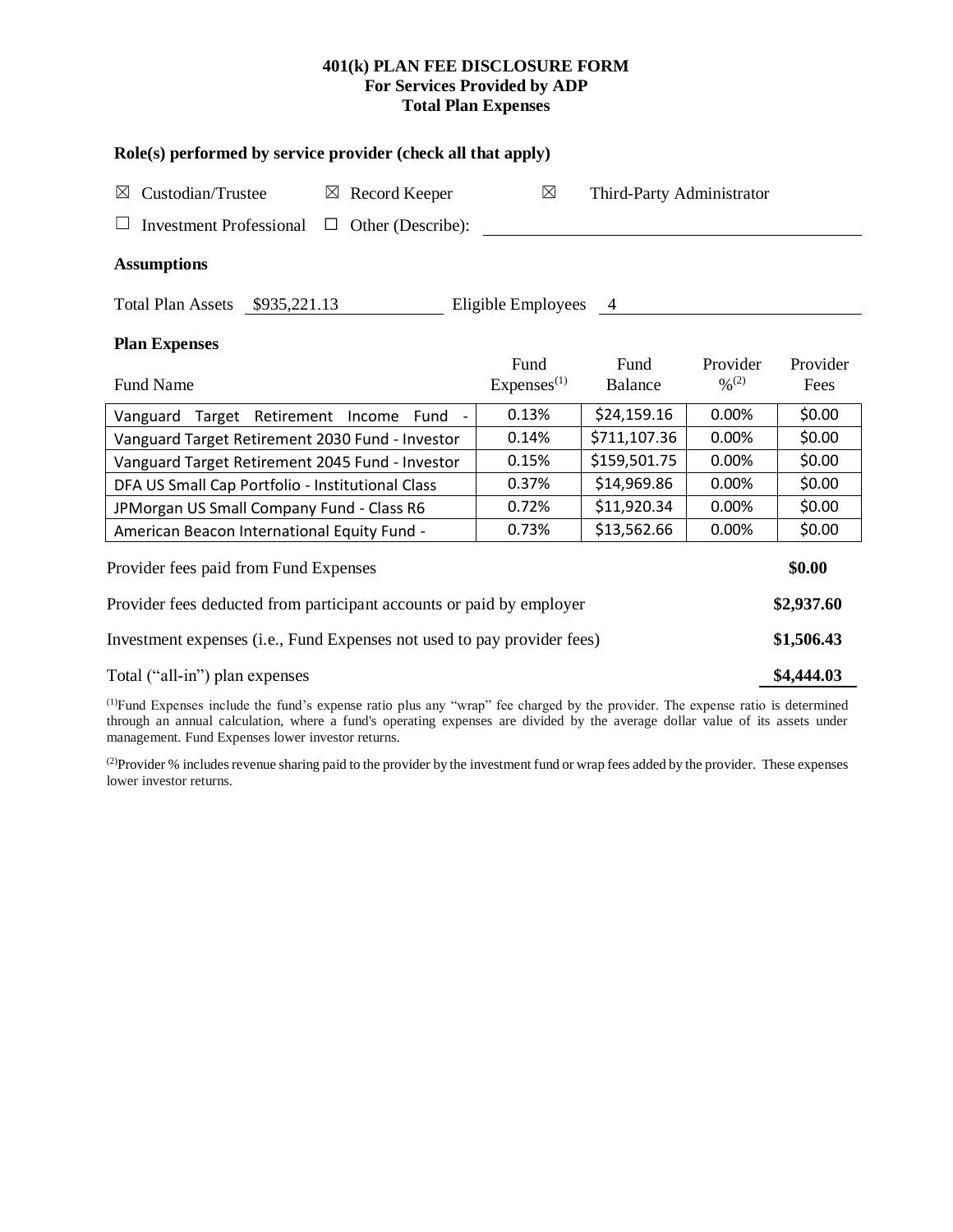# 401(k) PLAN FEE DISCLOSURE FORM
## For Services Provided by ADP
## Total Plan Expenses

### Role(s) performed by service provider (check all that apply)

☒ Custodian/Trustee ☒ Record Keeper ☒ Third-Party Administrator

☐ Investment Professional ☐ Other (Describe):

### Assumptions

Total Plan Assets $935,221.13 Eligible Employees 4

### Plan Expenses

| Fund Name | Fund Expenses[(1)] | Fund Balance | Provider %[(2)] | Provider Fees |
|---|---|---|---|---|
| Vanguard Target Retirement Income Fund - | 0.13% | $24,159.16 | 0.00% | $0.00 |
| Vanguard Target Retirement 2030 Fund - Investor | 0.14% | $711,107.36 | 0.00% | $0.00 |
| Vanguard Target Retirement 2045 Fund - Investor | 0.15% | $159,501.75 | 0.00% | $0.00 |
| DFA US Small Cap Portfolio - Institutional Class | 0.37% | $14,969.86 | 0.00% | $0.00 |
| JPMorgan US Small Company Fund - Class R6 | 0.72% | $11,920.34 | 0.00% | $0.00 |
| American Beacon International Equity Fund - | 0.73% | $13,562.66 | 0.00% | $0.00 |

| | |
|---|---|
| Provider fees paid from Fund Expenses | **$0.00** |
| Provider fees deducted from participant accounts or paid by employer | **$2,937.60** |
| Investment expenses (i.e., Fund Expenses not used to pay provider fees) | **$1,506.43** |
| Total ("all-in") plan expenses | **$4,444.03** |

[(1)]Fund Expenses include the fund's expense ratio plus any "wrap" fee charged by the provider. The expense ratio is determined through an annual calculation, where a fund's operating expenses are divided by the average dollar value of its assets under management. Fund Expenses lower investor returns.

[(2)]Provider % includes revenue sharing paid to the provider by the investment fund or wrap fees added by the provider. These expenses lower investor returns.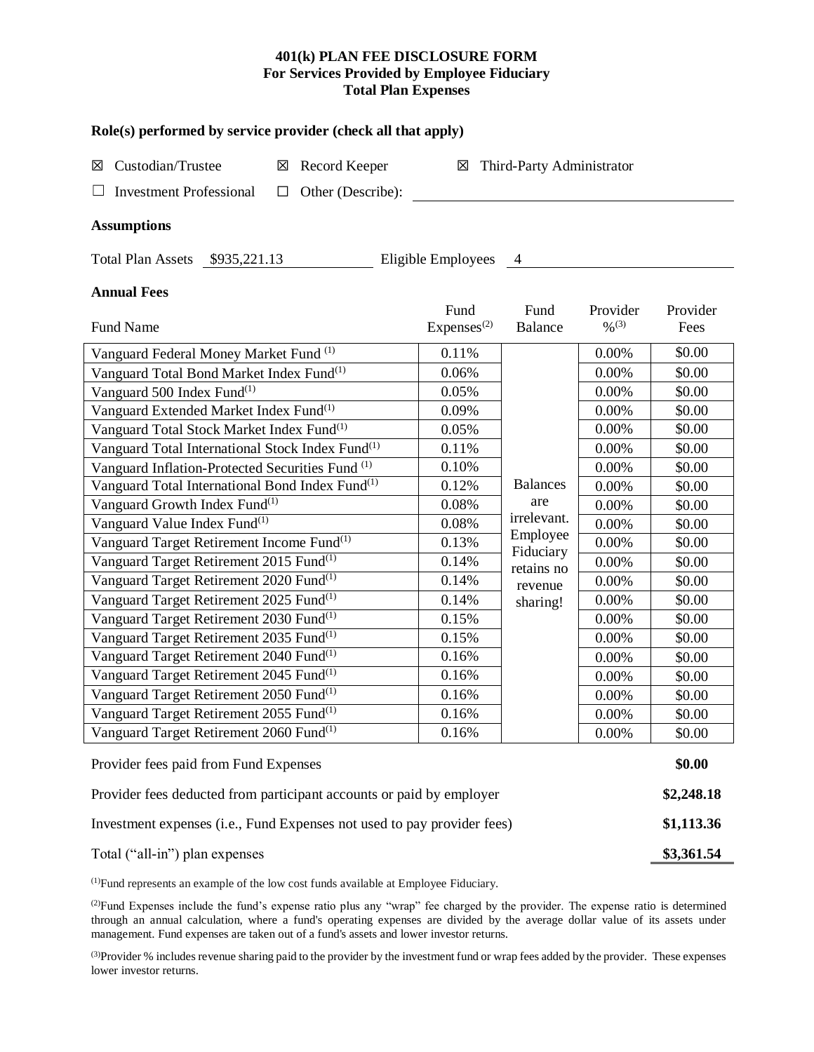# 401(k) PLAN FEE DISCLOSURE FORM
## For Services Provided by Employee Fiduciary
## Total Plan Expenses

### Role(s) performed by service provider (check all that apply)

☒ Custodian/Trustee ☒ Record Keeper ☒ Third-Party Administrator

☐ Investment Professional ☐ Other (Describe):

### Assumptions

Total Plan Assets $935,221.13 Eligible Employees 4

### Annual Fees

| Fund Name | Fund Expenses[2] | Fund Balance | Provider %[3] | Provider Fees |
|---|---|---|---|---|
| Vanguard Federal Money Market Fund [1] | 0.11% | Balances are irrelevant. Employee Fiduciary retains no revenue sharing! | 0.00% | $0.00 |
| Vanguard Total Bond Market Index Fund[1] | 0.06% | | 0.00% | $0.00 |
| Vanguard 500 Index Fund[1] | 0.05% | | 0.00% | $0.00 |
| Vanguard Extended Market Index Fund[1] | 0.09% | | 0.00% | $0.00 |
| Vanguard Total Stock Market Index Fund[1] | 0.05% | | 0.00% | $0.00 |
| Vanguard Total International Stock Index Fund[1] | 0.11% | | 0.00% | $0.00 |
| Vanguard Inflation-Protected Securities Fund [1] | 0.10% | | 0.00% | $0.00 |
| Vanguard Total International Bond Index Fund[1] | 0.12% | | 0.00% | $0.00 |
| Vanguard Growth Index Fund[1] | 0.08% | | 0.00% | $0.00 |
| Vanguard Value Index Fund[1] | 0.08% | | 0.00% | $0.00 |
| Vanguard Target Retirement Income Fund[1] | 0.13% | | 0.00% | $0.00 |
| Vanguard Target Retirement 2015 Fund[1] | 0.14% | | 0.00% | $0.00 |
| Vanguard Target Retirement 2020 Fund[1] | 0.14% | | 0.00% | $0.00 |
| Vanguard Target Retirement 2025 Fund[1] | 0.14% | | 0.00% | $0.00 |
| Vanguard Target Retirement 2030 Fund[1] | 0.15% | | 0.00% | $0.00 |
| Vanguard Target Retirement 2035 Fund[1] | 0.15% | | 0.00% | $0.00 |
| Vanguard Target Retirement 2040 Fund[1] | 0.16% | | 0.00% | $0.00 |
| Vanguard Target Retirement 2045 Fund[1] | 0.16% | | 0.00% | $0.00 |
| Vanguard Target Retirement 2050 Fund[1] | 0.16% | | 0.00% | $0.00 |
| Vanguard Target Retirement 2055 Fund[1] | 0.16% | | 0.00% | $0.00 |
| Vanguard Target Retirement 2060 Fund[1] | 0.16% | | 0.00% | $0.00 |

| | |
|---|---|
| Provider fees paid from Fund Expenses | **$0.00** |
| Provider fees deducted from participant accounts or paid by employer | **$2,248.18** |
| Investment expenses (i.e., Fund Expenses not used to pay provider fees) | **$1,113.36** |
| Total ("all-in") plan expenses | **$3,361.54** |

[1]Fund represents an example of the low cost funds available at Employee Fiduciary.

[2]Fund Expenses include the fund's expense ratio plus any "wrap" fee charged by the provider. The expense ratio is determined through an annual calculation, where a fund's operating expenses are divided by the average dollar value of its assets under management. Fund expenses are taken out of a fund's assets and lower investor returns.

[3]Provider % includes revenue sharing paid to the provider by the investment fund or wrap fees added by the provider. These expenses lower investor returns.